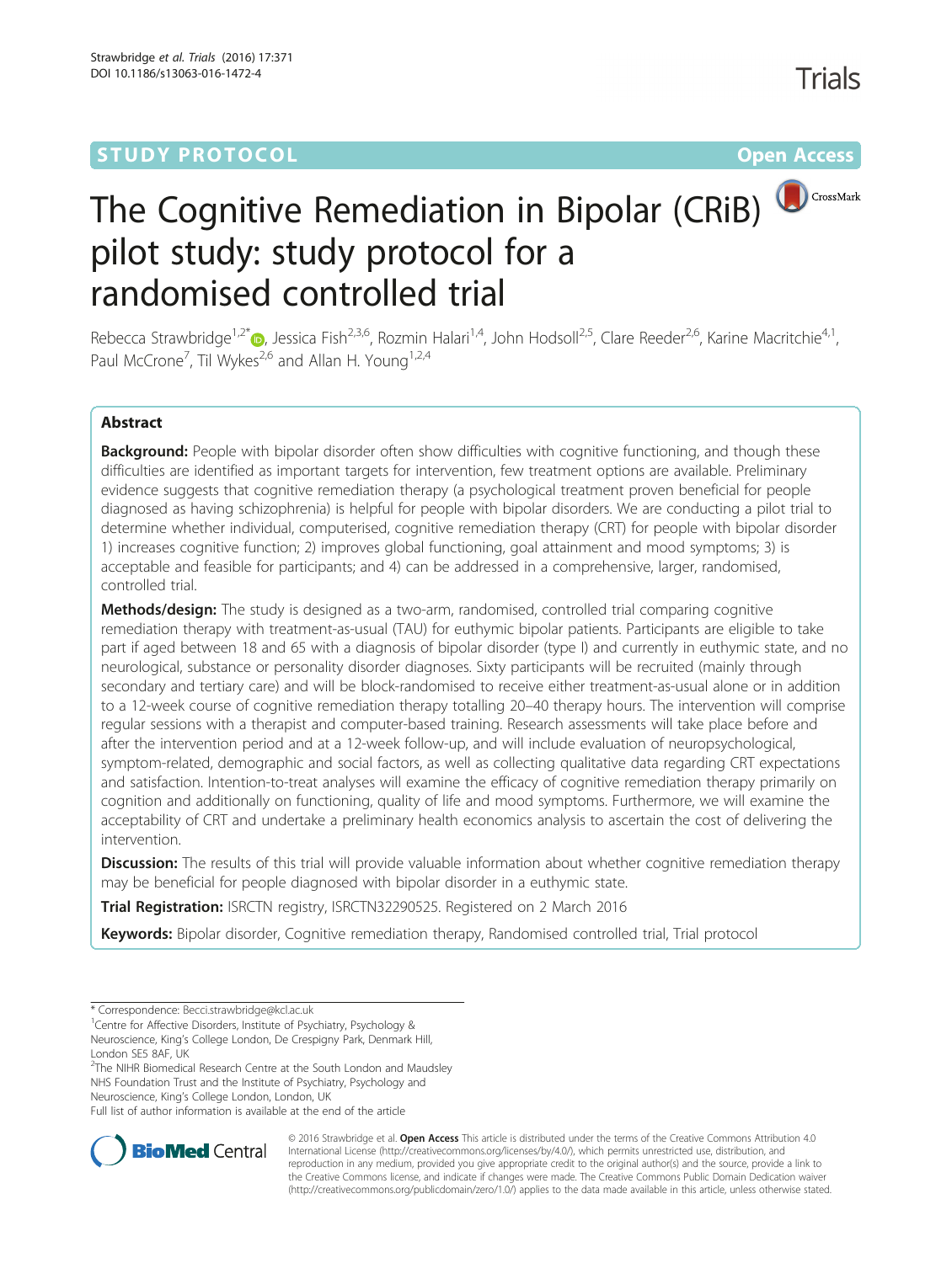STUDY PROTOCOL **Open Access**

# The Cognitive Remediation in Bipolar (CRiB) pilot study: study protocol for a randomised controlled trial

Rebecca Strawbridge[1,2*], Jessica Fish[2,3,6], Rozmin Halari[1,4], John Hodsoll[2,5], Clare Reeder[2,6], Karine Macritchie[4,1], Paul McCrone[7], Til Wykes[2,6] and Allan H. Young[1,2,4]

## Abstract

**Background:** People with bipolar disorder often show difficulties with cognitive functioning, and though these difficulties are identified as important targets for intervention, few treatment options are available. Preliminary evidence suggests that cognitive remediation therapy (a psychological treatment proven beneficial for people diagnosed as having schizophrenia) is helpful for people with bipolar disorders. We are conducting a pilot trial to determine whether individual, computerised, cognitive remediation therapy (CRT) for people with bipolar disorder 1) increases cognitive function; 2) improves global functioning, goal attainment and mood symptoms; 3) is acceptable and feasible for participants; and 4) can be addressed in a comprehensive, larger, randomised, controlled trial.

**Methods/design:** The study is designed as a two-arm, randomised, controlled trial comparing cognitive remediation therapy with treatment-as-usual (TAU) for euthymic bipolar patients. Participants are eligible to take part if aged between 18 and 65 with a diagnosis of bipolar disorder (type I) and currently in euthymic state, and no neurological, substance or personality disorder diagnoses. Sixty participants will be recruited (mainly through secondary and tertiary care) and will be block-randomised to receive either treatment-as-usual alone or in addition to a 12-week course of cognitive remediation therapy totalling 20–40 therapy hours. The intervention will comprise regular sessions with a therapist and computer-based training. Research assessments will take place before and after the intervention period and at a 12-week follow-up, and will include evaluation of neuropsychological, symptom-related, demographic and social factors, as well as collecting qualitative data regarding CRT expectations and satisfaction. Intention-to-treat analyses will examine the efficacy of cognitive remediation therapy primarily on cognition and additionally on functioning, quality of life and mood symptoms. Furthermore, we will examine the acceptability of CRT and undertake a preliminary health economics analysis to ascertain the cost of delivering the intervention.

**Discussion:** The results of this trial will provide valuable information about whether cognitive remediation therapy may be beneficial for people diagnosed with bipolar disorder in a euthymic state.

**Trial Registration:** ISRCTN registry, ISRCTN32290525. Registered on 2 March 2016

**Keywords:** Bipolar disorder, Cognitive remediation therapy, Randomised controlled trial, Trial protocol

\* Correspondence: Becci.strawbridge@kcl.ac.uk
[1]Centre for Affective Disorders, Institute of Psychiatry, Psychology & Neuroscience, King's College London, De Crespigny Park, Denmark Hill, London SE5 8AF, UK
[2]The NIHR Biomedical Research Centre at the South London and Maudsley NHS Foundation Trust and the Institute of Psychiatry, Psychology and Neuroscience, King's College London, London, UK
Full list of author information is available at the end of the article

© 2016 Strawbridge et al. **Open Access** This article is distributed under the terms of the Creative Commons Attribution 4.0 International License (http://creativecommons.org/licenses/by/4.0/), which permits unrestricted use, distribution, and reproduction in any medium, provided you give appropriate credit to the original author(s) and the source, provide a link to the Creative Commons license, and indicate if changes were made. The Creative Commons Public Domain Dedication waiver (http://creativecommons.org/publicdomain/zero/1.0/) applies to the data made available in this article, unless otherwise stated.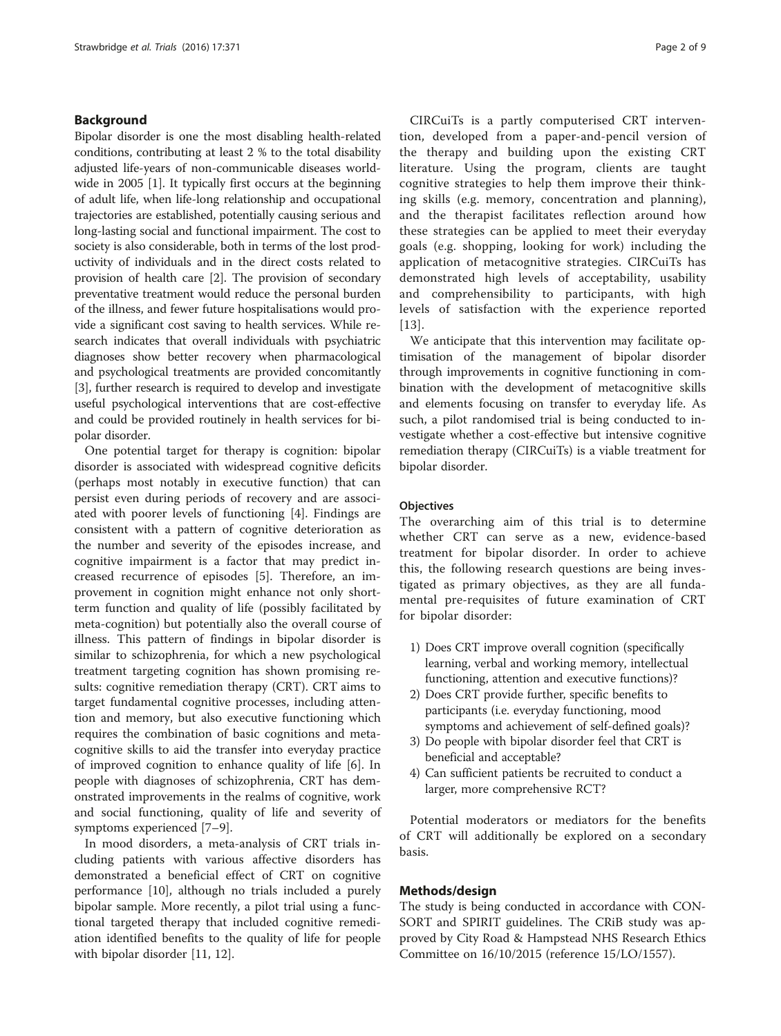## Background

Bipolar disorder is one the most disabling health-related conditions, contributing at least 2 % to the total disability adjusted life-years of non-communicable diseases worldwide in 2005 [1]. It typically first occurs at the beginning of adult life, when life-long relationship and occupational trajectories are established, potentially causing serious and long-lasting social and functional impairment. The cost to society is also considerable, both in terms of the lost productivity of individuals and in the direct costs related to provision of health care [2]. The provision of secondary preventative treatment would reduce the personal burden of the illness, and fewer future hospitalisations would provide a significant cost saving to health services. While research indicates that overall individuals with psychiatric diagnoses show better recovery when pharmacological and psychological treatments are provided concomitantly [3], further research is required to develop and investigate useful psychological interventions that are cost-effective and could be provided routinely in health services for bipolar disorder.

One potential target for therapy is cognition: bipolar disorder is associated with widespread cognitive deficits (perhaps most notably in executive function) that can persist even during periods of recovery and are associated with poorer levels of functioning [4]. Findings are consistent with a pattern of cognitive deterioration as the number and severity of the episodes increase, and cognitive impairment is a factor that may predict increased recurrence of episodes [5]. Therefore, an improvement in cognition might enhance not only short-term function and quality of life (possibly facilitated by meta-cognition) but potentially also the overall course of illness. This pattern of findings in bipolar disorder is similar to schizophrenia, for which a new psychological treatment targeting cognition has shown promising results: cognitive remediation therapy (CRT). CRT aims to target fundamental cognitive processes, including attention and memory, but also executive functioning which requires the combination of basic cognitions and metacognitive skills to aid the transfer into everyday practice of improved cognition to enhance quality of life [6]. In people with diagnoses of schizophrenia, CRT has demonstrated improvements in the realms of cognitive, work and social functioning, quality of life and severity of symptoms experienced [7–9].

In mood disorders, a meta-analysis of CRT trials including patients with various affective disorders has demonstrated a beneficial effect of CRT on cognitive performance [10], although no trials included a purely bipolar sample. More recently, a pilot trial using a functional targeted therapy that included cognitive remediation identified benefits to the quality of life for people with bipolar disorder [11, 12].

CIRCuiTs is a partly computerised CRT intervention, developed from a paper-and-pencil version of the therapy and building upon the existing CRT literature. Using the program, clients are taught cognitive strategies to help them improve their thinking skills (e.g. memory, concentration and planning), and the therapist facilitates reflection around how these strategies can be applied to meet their everyday goals (e.g. shopping, looking for work) including the application of metacognitive strategies. CIRCuiTs has demonstrated high levels of acceptability, usability and comprehensibility to participants, with high levels of satisfaction with the experience reported [13].

We anticipate that this intervention may facilitate optimisation of the management of bipolar disorder through improvements in cognitive functioning in combination with the development of metacognitive skills and elements focusing on transfer to everyday life. As such, a pilot randomised trial is being conducted to investigate whether a cost-effective but intensive cognitive remediation therapy (CIRCuiTs) is a viable treatment for bipolar disorder.

### Objectives

The overarching aim of this trial is to determine whether CRT can serve as a new, evidence-based treatment for bipolar disorder. In order to achieve this, the following research questions are being investigated as primary objectives, as they are all fundamental pre-requisites of future examination of CRT for bipolar disorder:

1) Does CRT improve overall cognition (specifically learning, verbal and working memory, intellectual functioning, attention and executive functions)?
2) Does CRT provide further, specific benefits to participants (i.e. everyday functioning, mood symptoms and achievement of self-defined goals)?
3) Do people with bipolar disorder feel that CRT is beneficial and acceptable?
4) Can sufficient patients be recruited to conduct a larger, more comprehensive RCT?

Potential moderators or mediators for the benefits of CRT will additionally be explored on a secondary basis.

## Methods/design

The study is being conducted in accordance with CONSORT and SPIRIT guidelines. The CRiB study was approved by City Road & Hampstead NHS Research Ethics Committee on 16/10/2015 (reference 15/LO/1557).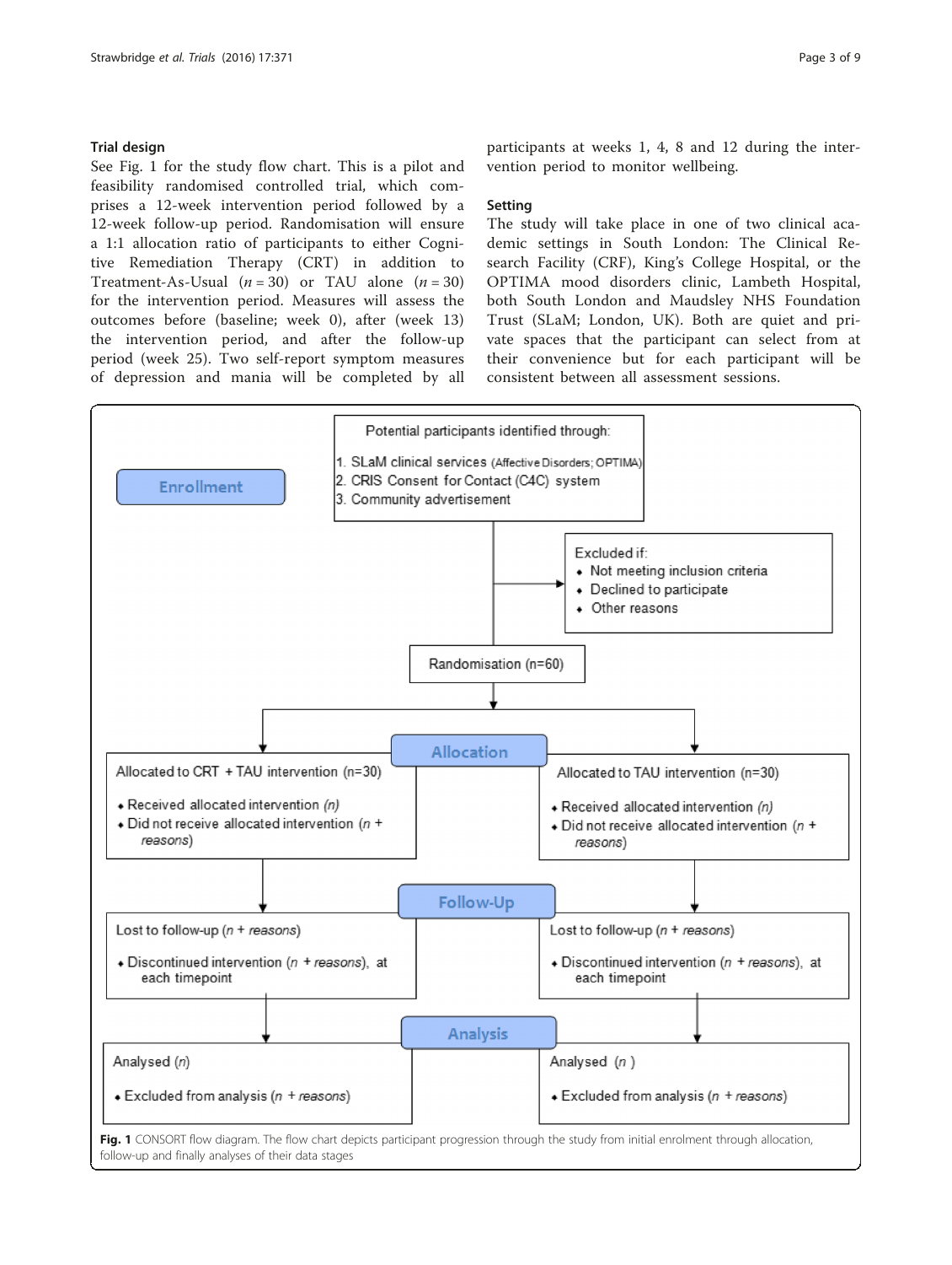### Trial design

See Fig. 1 for the study flow chart. This is a pilot and feasibility randomised controlled trial, which comprises a 12-week intervention period followed by a 12-week follow-up period. Randomisation will ensure a 1:1 allocation ratio of participants to either Cognitive Remediation Therapy (CRT) in addition to Treatment-As-Usual ($n = 30$) or TAU alone ($n = 30$) for the intervention period. Measures will assess the outcomes before (baseline; week 0), after (week 13) the intervention period, and after the follow-up period (week 25). Two self-report symptom measures of depression and mania will be completed by all participants at weeks 1, 4, 8 and 12 during the intervention period to monitor wellbeing.

### Setting

The study will take place in one of two clinical academic settings in South London: The Clinical Research Facility (CRF), King's College Hospital, or the OPTIMA mood disorders clinic, Lambeth Hospital, both South London and Maudsley NHS Foundation Trust (SLaM; London, UK). Both are quiet and private spaces that the participant can select from at their convenience but for each participant will be consistent between all assessment sessions.

**Enrollment**

Potential participants identified through:
1. SLaM clinical services (Affective Disorders; OPTIMA)
2. CRIS Consent for Contact (C4C) system
3. Community advertisement

Excluded if:
- Not meeting inclusion criteria
- Declined to participate
- Other reasons

Randomisation (n=60)

**Allocation**

Allocated to CRT + TAU intervention (n=30)
- Received allocated intervention *(n)*
- Did not receive allocated intervention (*n + reasons*)

Allocated to TAU intervention (n=30)
- Received allocated intervention *(n)*
- Did not receive allocated intervention (*n + reasons*)

**Follow-Up**

Lost to follow-up (*n + reasons*)
- Discontinued intervention (*n + reasons*), at each timepoint

Lost to follow-up (*n + reasons*)
- Discontinued intervention (*n + reasons*), at each timepoint

**Analysis**

Analysed (*n*)
- Excluded from analysis (*n + reasons*)

Analysed (*n*)
- Excluded from analysis (*n + reasons*)

**Fig. 1** CONSORT flow diagram. The flow chart depicts participant progression through the study from initial enrolment through allocation, follow-up and finally analyses of their data stages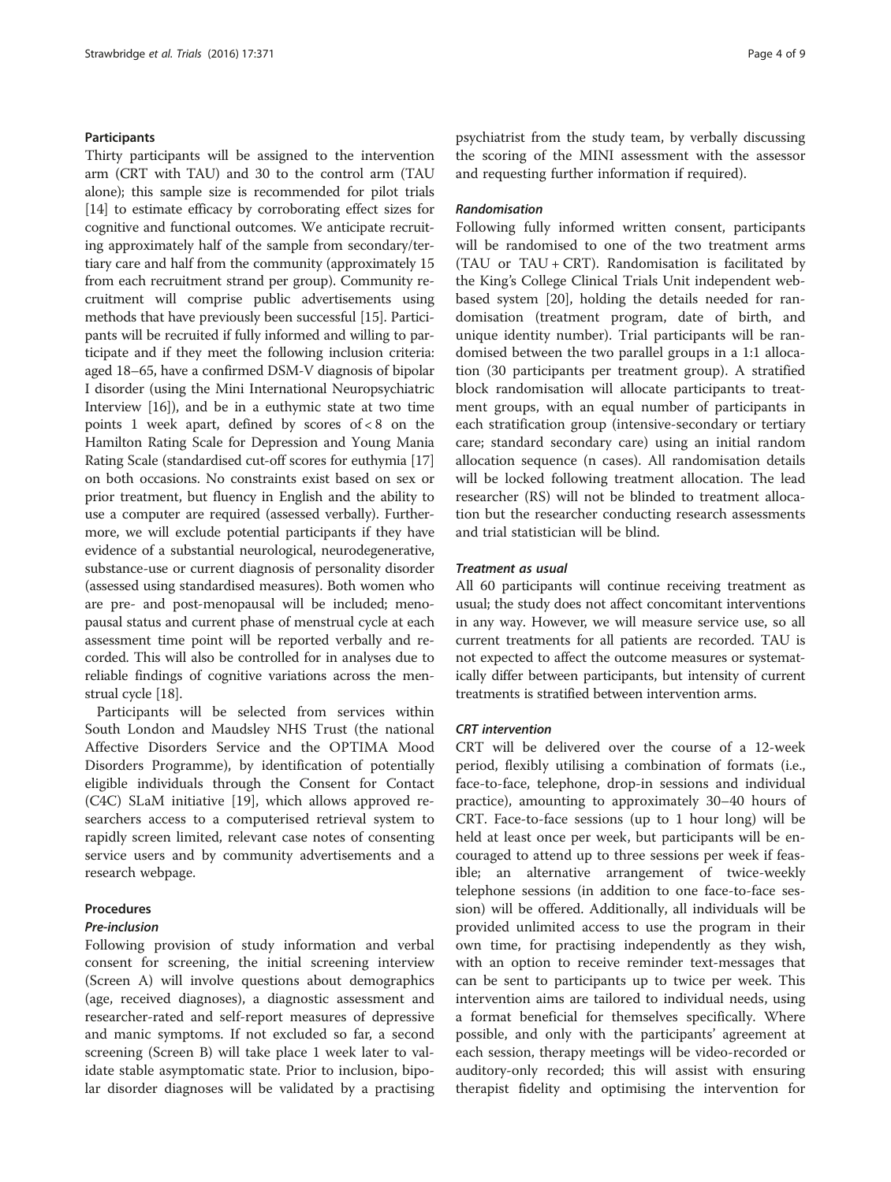### Participants

Thirty participants will be assigned to the intervention arm (CRT with TAU) and 30 to the control arm (TAU alone); this sample size is recommended for pilot trials [14] to estimate efficacy by corroborating effect sizes for cognitive and functional outcomes. We anticipate recruiting approximately half of the sample from secondary/tertiary care and half from the community (approximately 15 from each recruitment strand per group). Community recruitment will comprise public advertisements using methods that have previously been successful [15]. Participants will be recruited if fully informed and willing to participate and if they meet the following inclusion criteria: aged 18–65, have a confirmed DSM-V diagnosis of bipolar I disorder (using the Mini International Neuropsychiatric Interview [16]), and be in a euthymic state at two time points 1 week apart, defined by scores of < 8 on the Hamilton Rating Scale for Depression and Young Mania Rating Scale (standardised cut-off scores for euthymia [17] on both occasions. No constraints exist based on sex or prior treatment, but fluency in English and the ability to use a computer are required (assessed verbally). Furthermore, we will exclude potential participants if they have evidence of a substantial neurological, neurodegenerative, substance-use or current diagnosis of personality disorder (assessed using standardised measures). Both women who are pre- and post-menopausal will be included; menopausal status and current phase of menstrual cycle at each assessment time point will be reported verbally and recorded. This will also be controlled for in analyses due to reliable findings of cognitive variations across the menstrual cycle [18].

Participants will be selected from services within South London and Maudsley NHS Trust (the national Affective Disorders Service and the OPTIMA Mood Disorders Programme), by identification of potentially eligible individuals through the Consent for Contact (C4C) SLaM initiative [19], which allows approved researchers access to a computerised retrieval system to rapidly screen limited, relevant case notes of consenting service users and by community advertisements and a research webpage.

### Procedures

#### *Pre-inclusion*

Following provision of study information and verbal consent for screening, the initial screening interview (Screen A) will involve questions about demographics (age, received diagnoses), a diagnostic assessment and researcher-rated and self-report measures of depressive and manic symptoms. If not excluded so far, a second screening (Screen B) will take place 1 week later to validate stable asymptomatic state. Prior to inclusion, bipolar disorder diagnoses will be validated by a practising psychiatrist from the study team, by verbally discussing the scoring of the MINI assessment with the assessor and requesting further information if required).

#### *Randomisation*

Following fully informed written consent, participants will be randomised to one of the two treatment arms (TAU or TAU + CRT). Randomisation is facilitated by the King's College Clinical Trials Unit independent web-based system [20], holding the details needed for randomisation (treatment program, date of birth, and unique identity number). Trial participants will be randomised between the two parallel groups in a 1:1 allocation (30 participants per treatment group). A stratified block randomisation will allocate participants to treatment groups, with an equal number of participants in each stratification group (intensive-secondary or tertiary care; standard secondary care) using an initial random allocation sequence (n cases). All randomisation details will be locked following treatment allocation. The lead researcher (RS) will not be blinded to treatment allocation but the researcher conducting research assessments and trial statistician will be blind.

#### *Treatment as usual*

All 60 participants will continue receiving treatment as usual; the study does not affect concomitant interventions in any way. However, we will measure service use, so all current treatments for all patients are recorded. TAU is not expected to affect the outcome measures or systematically differ between participants, but intensity of current treatments is stratified between intervention arms.

#### *CRT intervention*

CRT will be delivered over the course of a 12-week period, flexibly utilising a combination of formats (i.e., face-to-face, telephone, drop-in sessions and individual practice), amounting to approximately 30–40 hours of CRT. Face-to-face sessions (up to 1 hour long) will be held at least once per week, but participants will be encouraged to attend up to three sessions per week if feasible; an alternative arrangement of twice-weekly telephone sessions (in addition to one face-to-face session) will be offered. Additionally, all individuals will be provided unlimited access to use the program in their own time, for practising independently as they wish, with an option to receive reminder text-messages that can be sent to participants up to twice per week. This intervention aims are tailored to individual needs, using a format beneficial for themselves specifically. Where possible, and only with the participants' agreement at each session, therapy meetings will be video-recorded or auditory-only recorded; this will assist with ensuring therapist fidelity and optimising the intervention for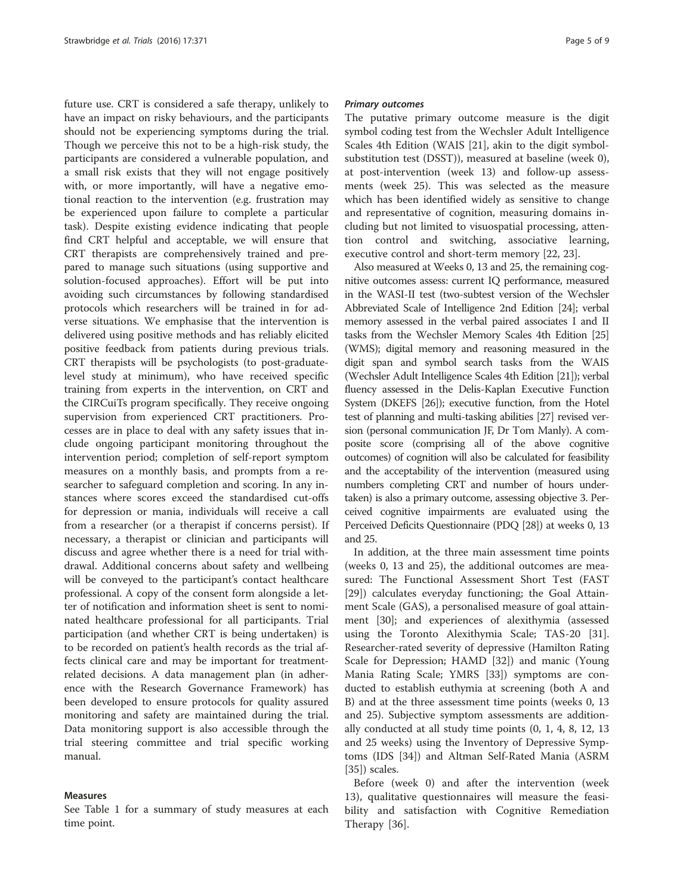future use. CRT is considered a safe therapy, unlikely to have an impact on risky behaviours, and the participants should not be experiencing symptoms during the trial. Though we perceive this not to be a high-risk study, the participants are considered a vulnerable population, and a small risk exists that they will not engage positively with, or more importantly, will have a negative emotional reaction to the intervention (e.g. frustration may be experienced upon failure to complete a particular task). Despite existing evidence indicating that people find CRT helpful and acceptable, we will ensure that CRT therapists are comprehensively trained and prepared to manage such situations (using supportive and solution-focused approaches). Effort will be put into avoiding such circumstances by following standardised protocols which researchers will be trained in for adverse situations. We emphasise that the intervention is delivered using positive methods and has reliably elicited positive feedback from patients during previous trials. CRT therapists will be psychologists (to post-graduate-level study at minimum), who have received specific training from experts in the intervention, on CRT and the CIRCuiTs program specifically. They receive ongoing supervision from experienced CRT practitioners. Processes are in place to deal with any safety issues that include ongoing participant monitoring throughout the intervention period; completion of self-report symptom measures on a monthly basis, and prompts from a researcher to safeguard completion and scoring. In any instances where scores exceed the standardised cut-offs for depression or mania, individuals will receive a call from a researcher (or a therapist if concerns persist). If necessary, a therapist or clinician and participants will discuss and agree whether there is a need for trial withdrawal. Additional concerns about safety and wellbeing will be conveyed to the participant's contact healthcare professional. A copy of the consent form alongside a letter of notification and information sheet is sent to nominated healthcare professional for all participants. Trial participation (and whether CRT is being undertaken) is to be recorded on patient's health records as the trial affects clinical care and may be important for treatment-related decisions. A data management plan (in adherence with the Research Governance Framework) has been developed to ensure protocols for quality assured monitoring and safety are maintained during the trial. Data monitoring support is also accessible through the trial steering committee and trial specific working manual.

### Measures

See Table 1 for a summary of study measures at each time point.

#### *Primary outcomes*

The putative primary outcome measure is the digit symbol coding test from the Wechsler Adult Intelligence Scales 4th Edition (WAIS [21], akin to the digit symbol-substitution test (DSST)), measured at baseline (week 0), at post-intervention (week 13) and follow-up assessments (week 25). This was selected as the measure which has been identified widely as sensitive to change and representative of cognition, measuring domains including but not limited to visuospatial processing, attention control and switching, associative learning, executive control and short-term memory [22, 23].

Also measured at Weeks 0, 13 and 25, the remaining cognitive outcomes assess: current IQ performance, measured in the WASI-II test (two-subtest version of the Wechsler Abbreviated Scale of Intelligence 2nd Edition [24]; verbal memory assessed in the verbal paired associates I and II tasks from the Wechsler Memory Scales 4th Edition [25] (WMS); digital memory and reasoning measured in the digit span and symbol search tasks from the WAIS (Wechsler Adult Intelligence Scales 4th Edition [21]); verbal fluency assessed in the Delis-Kaplan Executive Function System (DKEFS [26]); executive function, from the Hotel test of planning and multi-tasking abilities [27] revised version (personal communication JF, Dr Tom Manly). A composite score (comprising all of the above cognitive outcomes) of cognition will also be calculated for feasibility and the acceptability of the intervention (measured using numbers completing CRT and number of hours undertaken) is also a primary outcome, assessing objective 3. Perceived cognitive impairments are evaluated using the Perceived Deficits Questionnaire (PDQ [28]) at weeks 0, 13 and 25.

In addition, at the three main assessment time points (weeks 0, 13 and 25), the additional outcomes are measured: The Functional Assessment Short Test (FAST [29]) calculates everyday functioning; the Goal Attainment Scale (GAS), a personalised measure of goal attainment [30]; and experiences of alexithymia (assessed using the Toronto Alexithymia Scale; TAS-20 [31]. Researcher-rated severity of depressive (Hamilton Rating Scale for Depression; HAMD [32]) and manic (Young Mania Rating Scale; YMRS [33]) symptoms are conducted to establish euthymia at screening (both A and B) and at the three assessment time points (weeks 0, 13 and 25). Subjective symptom assessments are additionally conducted at all study time points (0, 1, 4, 8, 12, 13 and 25 weeks) using the Inventory of Depressive Symptoms (IDS [34]) and Altman Self-Rated Mania (ASRM [35]) scales.

Before (week 0) and after the intervention (week 13), qualitative questionnaires will measure the feasibility and satisfaction with Cognitive Remediation Therapy [36].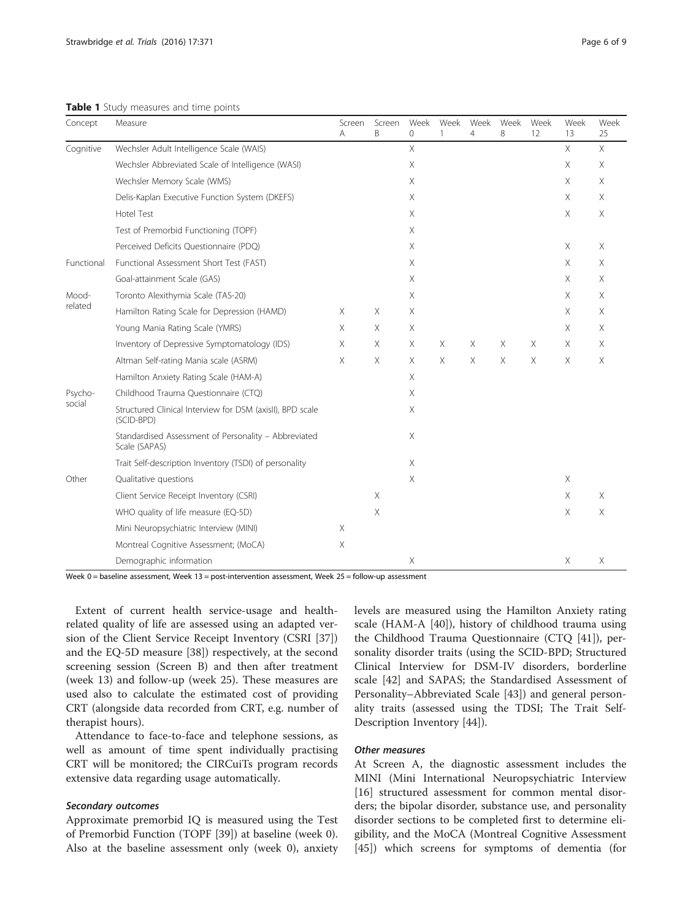**Table 1** Study measures and time points

| Concept | Measure | Screen A | Screen B | Week 0 | Week 1 | Week 4 | Week 8 | Week 12 | Week 13 | Week 25 |
|---|---|---|---|---|---|---|---|---|---|---|
| Cognitive | Wechsler Adult Intelligence Scale (WAIS) | | | X | | | | | X | X |
| | Wechsler Abbreviated Scale of Intelligence (WASI) | | | X | | | | | X | X |
| | Wechsler Memory Scale (WMS) | | | X | | | | | X | X |
| | Delis-Kaplan Executive Function System (DKEFS) | | | X | | | | | X | X |
| | Hotel Test | | | X | | | | | X | X |
| | Test of Premorbid Functioning (TOPF) | | | X | | | | | | |
| | Perceived Deficits Questionnaire (PDQ) | | | X | | | | | X | X |
| Functional | Functional Assessment Short Test (FAST) | | | X | | | | | X | X |
| | Goal-attainment Scale (GAS) | | | X | | | | | X | X |
| Mood-related | Toronto Alexithymia Scale (TAS-20) | | | X | | | | | X | X |
| | Hamilton Rating Scale for Depression (HAMD) | X | X | X | | | | | X | X |
| | Young Mania Rating Scale (YMRS) | X | X | X | | | | | X | X |
| | Inventory of Depressive Symptomatology (IDS) | X | X | X | X | X | X | X | X | X |
| | Altman Self-rating Mania scale (ASRM) | X | X | X | X | X | X | X | X | X |
| | Hamilton Anxiety Rating Scale (HAM-A) | | | X | | | | | | |
| Psycho-social | Childhood Trauma Questionnaire (CTQ) | | | X | | | | | | |
| | Structured Clinical Interview for DSM (axisII), BPD scale (SCID-BPD) | | | X | | | | | | |
| | Standardised Assessment of Personality – Abbreviated Scale (SAPAS) | | | X | | | | | | |
| | Trait Self-description Inventory (TSDI) of personality | | | X | | | | | | |
| Other | Qualitative questions | | | X | | | | | X | |
| | Client Service Receipt Inventory (CSRI) | | X | | | | | | X | X |
| | WHO quality of life measure (EQ-5D) | | X | | | | | | X | X |
| | Mini Neuropsychiatric Interview (MINI) | X | | | | | | | | |
| | Montreal Cognitive Assessment; (MoCA) | X | | | | | | | | |
| | Demographic information | | | X | | | | | X | X |

Week 0 = baseline assessment, Week 13 = post-intervention assessment, Week 25 = follow-up assessment

Extent of current health service-usage and health-related quality of life are assessed using an adapted version of the Client Service Receipt Inventory (CSRI [37]) and the EQ-5D measure [38]) respectively, at the second screening session (Screen B) and then after treatment (week 13) and follow-up (week 25). These measures are used also to calculate the estimated cost of providing CRT (alongside data recorded from CRT, e.g. number of therapist hours).

Attendance to face-to-face and telephone sessions, as well as amount of time spent individually practising CRT will be monitored; the CIRCuiTs program records extensive data regarding usage automatically.

#### *Secondary outcomes*

Approximate premorbid IQ is measured using the Test of Premorbid Function (TOPF [39]) at baseline (week 0). Also at the baseline assessment only (week 0), anxiety levels are measured using the Hamilton Anxiety rating scale (HAM-A [40]), history of childhood trauma using the Childhood Trauma Questionnaire (CTQ [41]), personality disorder traits (using the SCID-BPD; Structured Clinical Interview for DSM-IV disorders, borderline scale [42] and SAPAS; the Standardised Assessment of Personality–Abbreviated Scale [43]) and general personality traits (assessed using the TDSI; The Trait Self-Description Inventory [44]).

#### *Other measures*

At Screen A, the diagnostic assessment includes the MINI (Mini International Neuropsychiatric Interview [16] structured assessment for common mental disorders; the bipolar disorder, substance use, and personality disorder sections to be completed first to determine eligibility, and the MoCA (Montreal Cognitive Assessment [45]) which screens for symptoms of dementia (for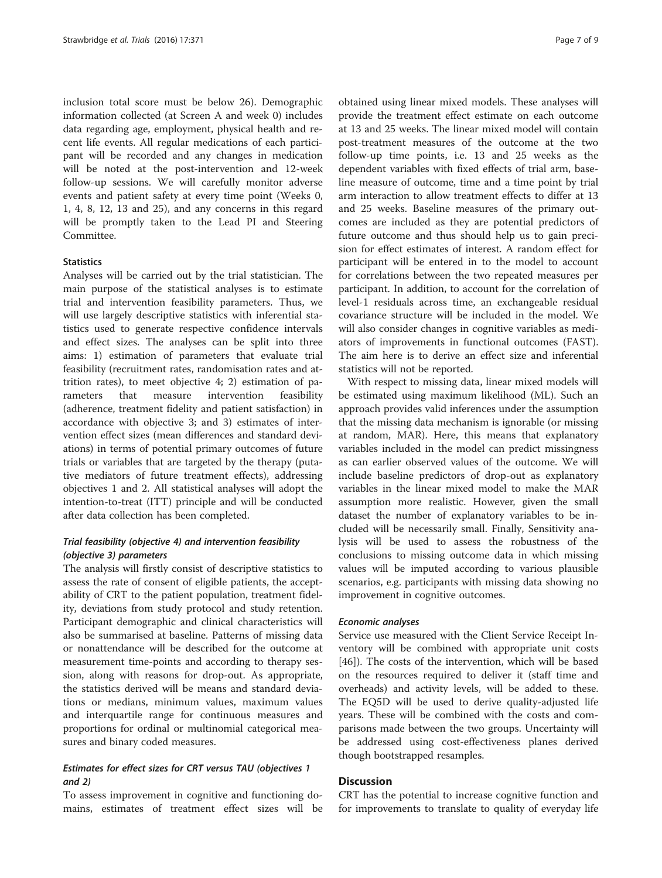inclusion total score must be below 26). Demographic information collected (at Screen A and week 0) includes data regarding age, employment, physical health and recent life events. All regular medications of each participant will be recorded and any changes in medication will be noted at the post-intervention and 12-week follow-up sessions. We will carefully monitor adverse events and patient safety at every time point (Weeks 0, 1, 4, 8, 12, 13 and 25), and any concerns in this regard will be promptly taken to the Lead PI and Steering Committee.

### Statistics

Analyses will be carried out by the trial statistician. The main purpose of the statistical analyses is to estimate trial and intervention feasibility parameters. Thus, we will use largely descriptive statistics with inferential statistics used to generate respective confidence intervals and effect sizes. The analyses can be split into three aims: 1) estimation of parameters that evaluate trial feasibility (recruitment rates, randomisation rates and attrition rates), to meet objective 4; 2) estimation of parameters that measure intervention feasibility (adherence, treatment fidelity and patient satisfaction) in accordance with objective 3; and 3) estimates of intervention effect sizes (mean differences and standard deviations) in terms of potential primary outcomes of future trials or variables that are targeted by the therapy (putative mediators of future treatment effects), addressing objectives 1 and 2. All statistical analyses will adopt the intention-to-treat (ITT) principle and will be conducted after data collection has been completed.

#### *Trial feasibility (objective 4) and intervention feasibility (objective 3) parameters*

The analysis will firstly consist of descriptive statistics to assess the rate of consent of eligible patients, the acceptability of CRT to the patient population, treatment fidelity, deviations from study protocol and study retention. Participant demographic and clinical characteristics will also be summarised at baseline. Patterns of missing data or nonattendance will be described for the outcome at measurement time-points and according to therapy session, along with reasons for drop-out. As appropriate, the statistics derived will be means and standard deviations or medians, minimum values, maximum values and interquartile range for continuous measures and proportions for ordinal or multinomial categorical measures and binary coded measures.

#### *Estimates for effect sizes for CRT versus TAU (objectives 1 and 2)*

To assess improvement in cognitive and functioning domains, estimates of treatment effect sizes will be obtained using linear mixed models. These analyses will provide the treatment effect estimate on each outcome at 13 and 25 weeks. The linear mixed model will contain post-treatment measures of the outcome at the two follow-up time points, i.e. 13 and 25 weeks as the dependent variables with fixed effects of trial arm, baseline measure of outcome, time and a time point by trial arm interaction to allow treatment effects to differ at 13 and 25 weeks. Baseline measures of the primary outcomes are included as they are potential predictors of future outcome and thus should help us to gain precision for effect estimates of interest. A random effect for participant will be entered in to the model to account for correlations between the two repeated measures per participant. In addition, to account for the correlation of level-1 residuals across time, an exchangeable residual covariance structure will be included in the model. We will also consider changes in cognitive variables as mediators of improvements in functional outcomes (FAST). The aim here is to derive an effect size and inferential statistics will not be reported.

With respect to missing data, linear mixed models will be estimated using maximum likelihood (ML). Such an approach provides valid inferences under the assumption that the missing data mechanism is ignorable (or missing at random, MAR). Here, this means that explanatory variables included in the model can predict missingness as can earlier observed values of the outcome. We will include baseline predictors of drop-out as explanatory variables in the linear mixed model to make the MAR assumption more realistic. However, given the small dataset the number of explanatory variables to be included will be necessarily small. Finally, Sensitivity analysis will be used to assess the robustness of the conclusions to missing outcome data in which missing values will be imputed according to various plausible scenarios, e.g. participants with missing data showing no improvement in cognitive outcomes.

#### *Economic analyses*

Service use measured with the Client Service Receipt Inventory will be combined with appropriate unit costs [46]). The costs of the intervention, which will be based on the resources required to deliver it (staff time and overheads) and activity levels, will be added to these. The EQ5D will be used to derive quality-adjusted life years. These will be combined with the costs and comparisons made between the two groups. Uncertainty will be addressed using cost-effectiveness planes derived though bootstrapped resamples.

## Discussion

CRT has the potential to increase cognitive function and for improvements to translate to quality of everyday life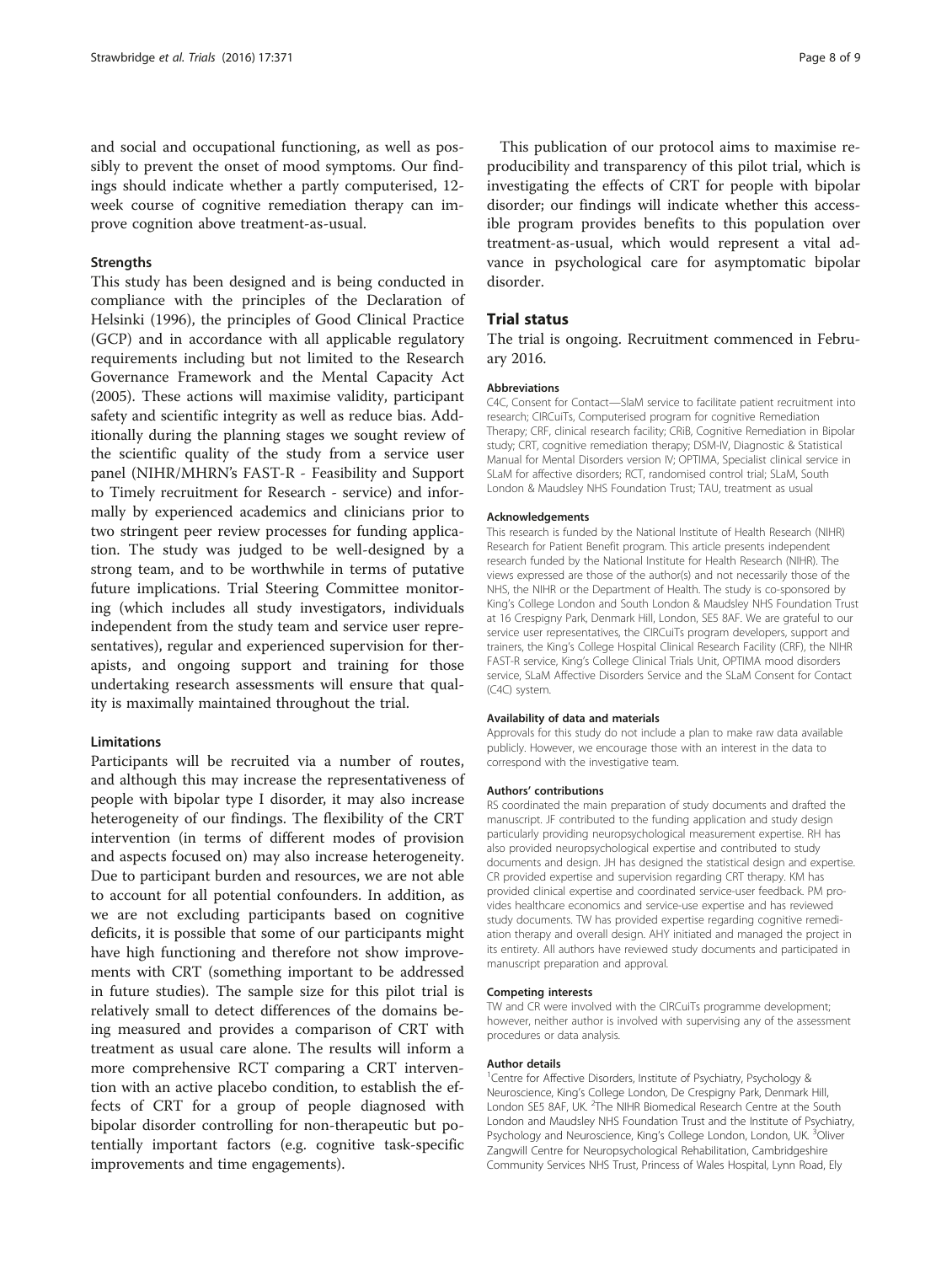and social and occupational functioning, as well as possibly to prevent the onset of mood symptoms. Our findings should indicate whether a partly computerised, 12-week course of cognitive remediation therapy can improve cognition above treatment-as-usual.

### Strengths

This study has been designed and is being conducted in compliance with the principles of the Declaration of Helsinki (1996), the principles of Good Clinical Practice (GCP) and in accordance with all applicable regulatory requirements including but not limited to the Research Governance Framework and the Mental Capacity Act (2005). These actions will maximise validity, participant safety and scientific integrity as well as reduce bias. Additionally during the planning stages we sought review of the scientific quality of the study from a service user panel (NIHR/MHRN's FAST-R - Feasibility and Support to Timely recruitment for Research - service) and informally by experienced academics and clinicians prior to two stringent peer review processes for funding application. The study was judged to be well-designed by a strong team, and to be worthwhile in terms of putative future implications. Trial Steering Committee monitoring (which includes all study investigators, individuals independent from the study team and service user representatives), regular and experienced supervision for therapists, and ongoing support and training for those undertaking research assessments will ensure that quality is maximally maintained throughout the trial.

### Limitations

Participants will be recruited via a number of routes, and although this may increase the representativeness of people with bipolar type I disorder, it may also increase heterogeneity of our findings. The flexibility of the CRT intervention (in terms of different modes of provision and aspects focused on) may also increase heterogeneity. Due to participant burden and resources, we are not able to account for all potential confounders. In addition, as we are not excluding participants based on cognitive deficits, it is possible that some of our participants might have high functioning and therefore not show improvements with CRT (something important to be addressed in future studies). The sample size for this pilot trial is relatively small to detect differences of the domains being measured and provides a comparison of CRT with treatment as usual care alone. The results will inform a more comprehensive RCT comparing a CRT intervention with an active placebo condition, to establish the effects of CRT for a group of people diagnosed with bipolar disorder controlling for non-therapeutic but potentially important factors (e.g. cognitive task-specific improvements and time engagements).

This publication of our protocol aims to maximise reproducibility and transparency of this pilot trial, which is investigating the effects of CRT for people with bipolar disorder; our findings will indicate whether this accessible program provides benefits to this population over treatment-as-usual, which would represent a vital advance in psychological care for asymptomatic bipolar disorder.

## Trial status

The trial is ongoing. Recruitment commenced in February 2016.

#### Abbreviations

C4C, Consent for Contact—SlaM service to facilitate patient recruitment into research; CIRCuiTs, Computerised program for cognitive Remediation Therapy; CRF, clinical research facility; CRiB, Cognitive Remediation in Bipolar study; CRT, cognitive remediation therapy; DSM-IV, Diagnostic & Statistical Manual for Mental Disorders version IV; OPTIMA, Specialist clinical service in SLaM for affective disorders; RCT, randomised control trial; SLaM, South London & Maudsley NHS Foundation Trust; TAU, treatment as usual

#### Acknowledgements

This research is funded by the National Institute of Health Research (NIHR) Research for Patient Benefit program. This article presents independent research funded by the National Institute for Health Research (NIHR). The views expressed are those of the author(s) and not necessarily those of the NHS, the NIHR or the Department of Health. The study is co-sponsored by King's College London and South London & Maudsley NHS Foundation Trust at 16 Crespigny Park, Denmark Hill, London, SE5 8AF. We are grateful to our service user representatives, the CIRCuiTs program developers, support and trainers, the King's College Hospital Clinical Research Facility (CRF), the NIHR FAST-R service, King's College Clinical Trials Unit, OPTIMA mood disorders service, SLaM Affective Disorders Service and the SLaM Consent for Contact (C4C) system.

#### Availability of data and materials

Approvals for this study do not include a plan to make raw data available publicly. However, we encourage those with an interest in the data to correspond with the investigative team.

#### Authors' contributions

RS coordinated the main preparation of study documents and drafted the manuscript. JF contributed to the funding application and study design particularly providing neuropsychological measurement expertise. RH has also provided neuropsychological expertise and contributed to study documents and design. JH has designed the statistical design and expertise. CR provided expertise and supervision regarding CRT therapy. KM has provided clinical expertise and coordinated service-user feedback. PM provides healthcare economics and service-use expertise and has reviewed study documents. TW has provided expertise regarding cognitive remediation therapy and overall design. AHY initiated and managed the project in its entirety. All authors have reviewed study documents and participated in manuscript preparation and approval.

#### Competing interests

TW and CR were involved with the CIRCuiTs programme development; however, neither author is involved with supervising any of the assessment procedures or data analysis.

#### Author details

[1]Centre for Affective Disorders, Institute of Psychiatry, Psychology & Neuroscience, King's College London, De Crespigny Park, Denmark Hill, London SE5 8AF, UK. [2]The NIHR Biomedical Research Centre at the South London and Maudsley NHS Foundation Trust and the Institute of Psychiatry, Psychology and Neuroscience, King's College London, London, UK. [3]Oliver Zangwill Centre for Neuropsychological Rehabilitation, Cambridgeshire Community Services NHS Trust, Princess of Wales Hospital, Lynn Road, Ely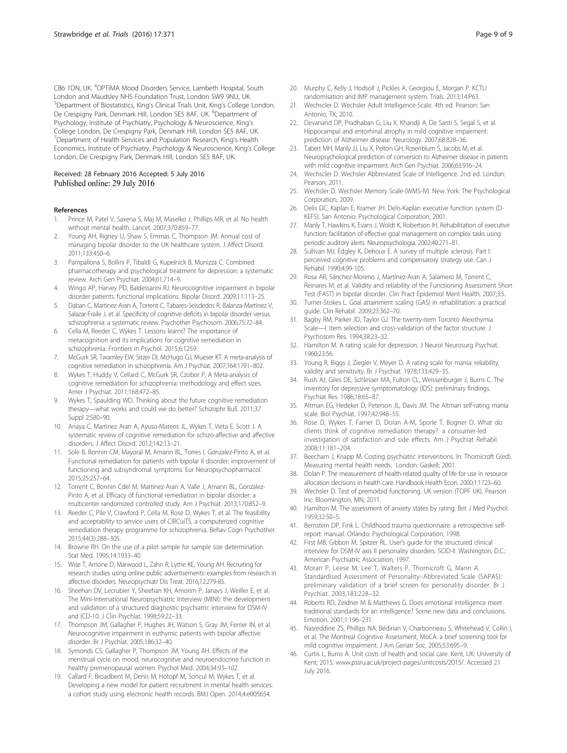CB6 1DN, UK. [4]OPTIMA Mood Disorders Service, Lambeth Hospital, South London and Maudsley NHS Foundation Trust, London SW9 9NU, UK. [5]Department of Biostatistics, King's Clinical Trials Unit, King's College London, De Crespigny Park, Denmark Hill, London SE5 8AF, UK. [6]Department of Psychology, Institute of Psychiatry, Psychology & Neuroscience, King's College London, De Crespigny Park, Denmark Hill, London SE5 8AF, UK. [7]Department of Health Services and Population Research, King's Health Economics, Institute of Psychiatry, Psychology & Neuroscience, King's College London, De Crespigny Park, Denmark Hill, London SE5 8AF, UK.

Received: 28 February 2016 Accepted: 5 July 2016
Published online: 29 July 2016

## References

1. Prince M, Patel V, Saxena S, Maj M, Maselko J, Phillips MR, et al. No health without mental health. Lancet. 2007;370:859–77.
2. Young AH, Rigney U, Shaw S, Emmas C, Thompson JM. Annual cost of managing bipolar disorder to the UK healthcare system. J Affect Disord. 2011;133:450–6.
3. Pampallona S, Bollini P, Tibaldi G, Kupelnick B, Munizza C. Combined pharmacotherapy and psychological treatment for depression: a systematic review. Arch Gen Psychiat. 2004;61:714–9.
4. Wingo AP, Harvey PD, Baldessarini RJ. Neurocognitive impairment in bipolar disorder patients: functional implications. Bipolar Disord. 2009;11:113–25.
5. Daban C, Martinez-Aran A, Torrent C, Tabares-Seisdedos R, Balanza-Martinez V, Salazar-Fraile J, et al. Specificity of cognitive deficits in bipolar disorder versus schizophrenia: a systematic review. Psychother Psychosom. 2006;75:72–84.
6. Cella M, Reeder C, Wykes T. Lessons learnt? The importance of metacognition and its implications for cognitive remediation in schizophrenia. Frontiers in Psychol. 2015;6:1259.
7. McGurk SR, Twamley EW, Sitzer DI, McHugo GJ, Mueser KT. A meta-analysis of cognitive remediation in schizophrenia. Am J Psychiat. 2007;164:1791–802.
8. Wykes T, Huddy V, Cellard C, McGurk SR, Czobor P. A Meta-analysis of cognitive remediation for schizophrenia: methodology and effect sizes. Amer J Psychiat. 2011;168:472–85.
9. Wykes T, Spaulding WD. Thinking about the future cognitive remediation therapy—what works and could we do better? Schizophr Bull. 2011;37 Suppl 2:S80–90.
10. Anaya C, Martinez Aran A, Ayuso-Mateos JL, Wykes T, Vieta E, Scott J. A systematic review of cognitive remediation for schizo-affective and affective disorders. J Affect Disord. 2012;142:13–21.
11. Sole B, Bonnin CM, Mayoral M, Amann BL, Torres I, Gonzalez-Pinto A, et al. Functional remediation for patients with bipolar II disorder: improvement of functioning and subsyndromal symptoms. Eur Neuropsychopharmacol. 2015;25:257–64.
12. Torrent C, Bonnin Cdel M, Martinez-Aran A, Valle J, Amann BL, Gonzalez-Pinto A, et al. Efficacy of functional remediation in bipolar disorder: a multicenter randomized controlled study. Am J Psychiat. 2013;170:852–9.
13. Reeder C, Pile V, Crawford P, Cella M, Rose D, Wykes T, et al. The feasibility and acceptability to service users of CIRCuiTS, a computerized cognitive remediation therapy programme for schizophrenia. Behav Cogn Psychother. 2015;44(3):288–305.
14. Browne RH. On the use of a pilot sample for sample size determination. Stat Med. 1995;14:1933–40.
15. Wise T, Arnone D, Marwood L, Zahn R, Lythe KE, Young AH. Recruiting for research studies using online public advertisements: examples from research in affective disorders. Neuropsychiatr Dis Treat. 2016;12:279-85.
16. Sheehan DV, Lecrubier Y, Sheehan KH, Amorim P, Janavs J, Weiller E, et al. The Mini-International Neuropsychiatric Interview (MINI): the development and validation of a structured diagnostic psychiatric interview for DSM-IV and ICD-10. J Clin Psychiat. 1998;59:22–33.
17. Thompson JM, Gallagher P, Hughes JH, Watson S, Gray JM, Ferrier IN, et al. Neurocognitive impairment in euthymic patients with bipolar affective disorder. Br J Psychiat. 2005;186:32–40.
18. Symonds CS, Gallagher P, Thompson JM, Young AH. Effects of the menstrual cycle on mood, neurocognitve and neuroendocrine function in healthy premenopausal women. Psychol Med. 2004;34:93–102.
19. Callard F, Broadbent M, Denis M, Hotopf M, Soncul M, Wykes T, et al. Developing a new model for patient recruitment in mental health services: a cohort study using electronic health records. BMJ Open. 2014;4:e005654.
20. Murphy C, Kelly J, Hodsoll J, Pickles A, Georgiou E, Morgan P. KCTU randomisation and IMP management system. Trials. 2013;14:P63.
21. Wechscler D. Wechsler Adult Intelligence Scale. 4th ed. Pearson: San Antonio, TX; 2010.
22. Devanand DP, Pradhaban G, Liu X, Khandji A, De Santi S, Segal S, et al. Hippocampal and entorhinal atrophy in mild cognitive impairment: prediction of Alzheimer disease. Neurology. 2007;68:828–36.
23. Tabert MH, Manly JJ, Liu X, Pelton GH, Rosenblum S, Jacobs M, et al. Neuropsychological prediction of conversion to Alzheimer disease in patients with mild cognitive impairment. Arch Gen Psychiat. 2006;63:916–24.
24. Wechscler D. Wechsler Abbreviated Scale of Intelligence. 2nd ed. London: Pearson; 2011.
25. Wechsler D. Wechsler Memory Scale-(WMS-IV). New York: The Psychological Corporation; 2009.
26. Delis DC, Kaplan E, Kramer JH. Delis-Kaplan executive function system (D-KEFS). San Antonio: Psychological Corporation; 2001.
27. Manly T, Hawkins K, Evans J, Woldt K, Robertson IH. Rehabilitation of executive function: facilitation of effective goal management on complex tasks using periodic auditory alerts. Neuropsychologia. 2002;40:271–81.
28. Sullivan MJ, Edgley K, Dehoux E. A survey of multiple sclerosis. Part I: perceived cognitive problems and compensatory strategy use. Can J Rehabil. 1990;4:99-105.
29. Rosa AR, Sánchez-Moreno J, Martínez-Aran A, Salamero M, Torrent C, Reinares M, et al. Validity and reliability of the Functioning Assessment Short Test (FAST) in bipolar disorder. Clin Pract Epidemiol Ment Health. 2007;3:5.
30. Turner-Stokes L. Goal attainment scaling (GAS) in rehabilitation: a practical guide. Clin Rehabil. 2009;23:362–70.
31. Bagby RM, Parker JD, Taylor GJ. The twenty-item Toronto Alexithymia Scale—I. Item selection and cross-validation of the factor structure. J Psychosom Res. 1994;38:23–32.
32. Hamilton M. A rating scale for depression. J Neurol Neurosurg Psychiat. 1960;23:56.
33. Young R, Biggs J, Ziegler V, Meyer D. A rating scale for mania: reliability, validity and sensitivity. Br J Psychiat. 1978;133:429–35.
34. Rush AJ, Giles DE, Schlesser MA, Fulton CL, Weissenburger J, Burns C. The inventory for depressive symptomatology (IDS): preliminary findings. Psychiat Res. 1986;18:65–87.
35. Altman EG, Hedeker D, Peterson JL, Davis JM. The Altman self-rating mania scale. Biol Psychiat. 1997;42:948–55.
36. Rose D, Wykes T, Farrier D, Doran A-M, Sporle T, Bogner D. What do clients think of cognitive remediation therapy?: a consumer-led investigation of satisfaction and side effects. Am J Psychiat Rehabil. 2008;11:181–204.
37. Beecham J, Knapp M. Costing psychiatric interventions. In: Thornicroft G(ed). Measuring mental health needs. London: Gaskell; 2001.
38. Dolan P. The measurement of health-related quality of life for use in resource allocation decisions in health care. Handbook Health Econ. 2000;1:1723–60.
39. Wechsler D. Test of premorbid functioning. UK version (TOPF UK). Pearson Inc: Bloomington, MN; 2011.
40. Hamilton M. The assessment of anxiety states by rating. Brit J Med Psychol. 1959;32:50–5.
41. Bernstein DP, Fink L. Childhood trauma questionnaire: a retrospective self-report: manual. Orlando: Psychological Corporation; 1998.
42. First MB, Gibbon M, Spitzer RL. User's guide for the structured clinical interview for DSM-IV axis II personality disorders: SCID-II. Washington, D.C.: American Psychiatric Association; 1997.
43. Moran P, Leese M, Lee T, Walters P, Thornicroft G, Mann A. Standardised Assessment of Personality–Abbreviated Scale (SAPAS): preliminary validation of a brief screen for personality disorder. Br J Psychiat. 2003;183:228–32.
44. Roberts RD, Zeidner M & Matthews G. Does emotional intelligence meet traditional standards for an intelligence? Some new data and conclusions. Emotion. 2001;1:196–231.
45. Nasreddine ZS, Phillips NA, Bédirian V, Charbonneau S, Whitehead V, Collin I, et al. The Montreal Cognitive Assessment, MoCA: a brief screening tool for mild cognitive impairment. J Am Geriatr Soc. 2005;53:695–9.
46. Curtis L, Burns A. Unit costs of health and social care. Kent, UK: University of Kent; 2015. www.pssru.ac.uk/project-pages/unitcosts/2015/. Accessed 21 July 2016.